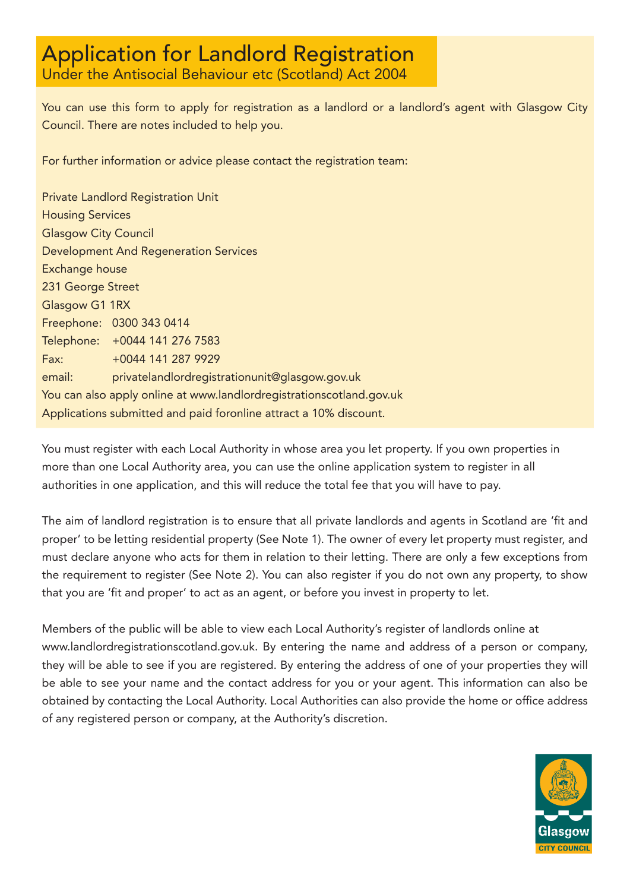# Application for Landlord Registration

## Under the Antisocial Behaviour etc (Scotland) Act 2004

You can use this form to apply for registration as a landlord or a landlord's agent with Glasgow City Council. There are notes included to help you.

For further information or advice please contact the registration team:

Private Landlord Registration Unit
Housing Services
Glasgow City Council
Development And Regeneration Services
Exchange house
231 George Street
Glasgow G1 1RX

Freephone: 0300 343 0414
Telephone: +0044 141 276 7583
Fax: +0044 141 287 9929
email: privatelandlordregistrationunit@glasgow.gov.uk

You can also apply online at www.landlordregistrationscotland.gov.uk
Applications submitted and paid foronline attract a 10% discount.

You must register with each Local Authority in whose area you let property. If you own properties in more than one Local Authority area, you can use the online application system to register in all authorities in one application, and this will reduce the total fee that you will have to pay.

The aim of landlord registration is to ensure that all private landlords and agents in Scotland are 'fit and proper' to be letting residential property (See Note 1). The owner of every let property must register, and must declare anyone who acts for them in relation to their letting. There are only a few exceptions from the requirement to register (See Note 2). You can also register if you do not own any property, to show that you are 'fit and proper' to act as an agent, or before you invest in property to let.

Members of the public will be able to view each Local Authority's register of landlords online at www.landlordregistrationscotland.gov.uk. By entering the name and address of a person or company, they will be able to see if you are registered. By entering the address of one of your properties they will be able to see your name and the contact address for you or your agent. This information can also be obtained by contacting the Local Authority. Local Authorities can also provide the home or office address of any registered person or company, at the Authority's discretion.

Glasgow
CITY COUNCIL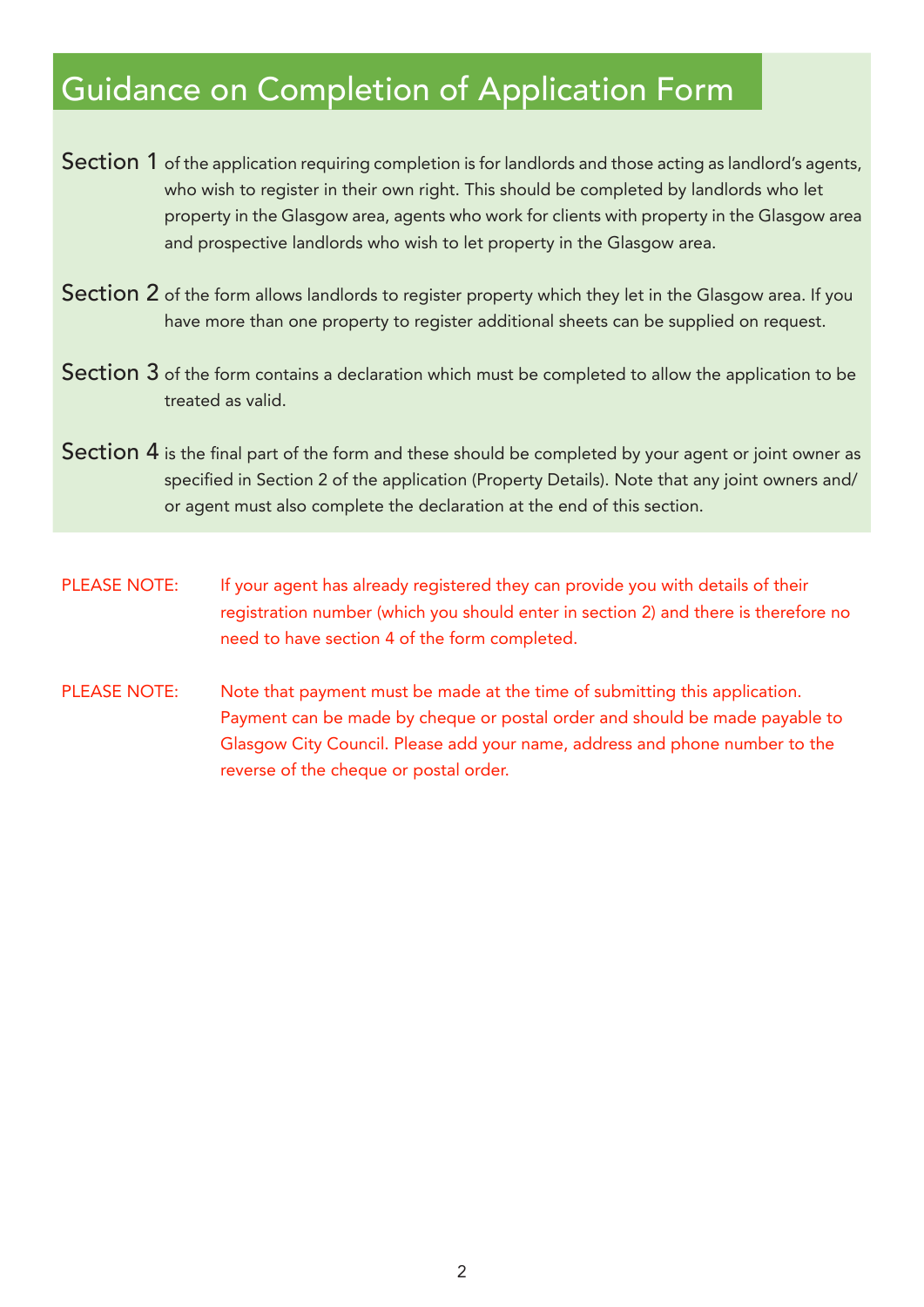# Guidance on Completion of Application Form

**Section 1** of the application requiring completion is for landlords and those acting as landlord's agents, who wish to register in their own right. This should be completed by landlords who let property in the Glasgow area, agents who work for clients with property in the Glasgow area and prospective landlords who wish to let property in the Glasgow area.

**Section 2** of the form allows landlords to register property which they let in the Glasgow area. If you have more than one property to register additional sheets can be supplied on request.

**Section 3** of the form contains a declaration which must be completed to allow the application to be treated as valid.

**Section 4** is the final part of the form and these should be completed by your agent or joint owner as specified in Section 2 of the application (Property Details). Note that any joint owners and/or agent must also complete the declaration at the end of this section.

PLEASE NOTE: If your agent has already registered they can provide you with details of their registration number (which you should enter in section 2) and there is therefore no need to have section 4 of the form completed.

PLEASE NOTE: Note that payment must be made at the time of submitting this application. Payment can be made by cheque or postal order and should be made payable to Glasgow City Council. Please add your name, address and phone number to the reverse of the cheque or postal order.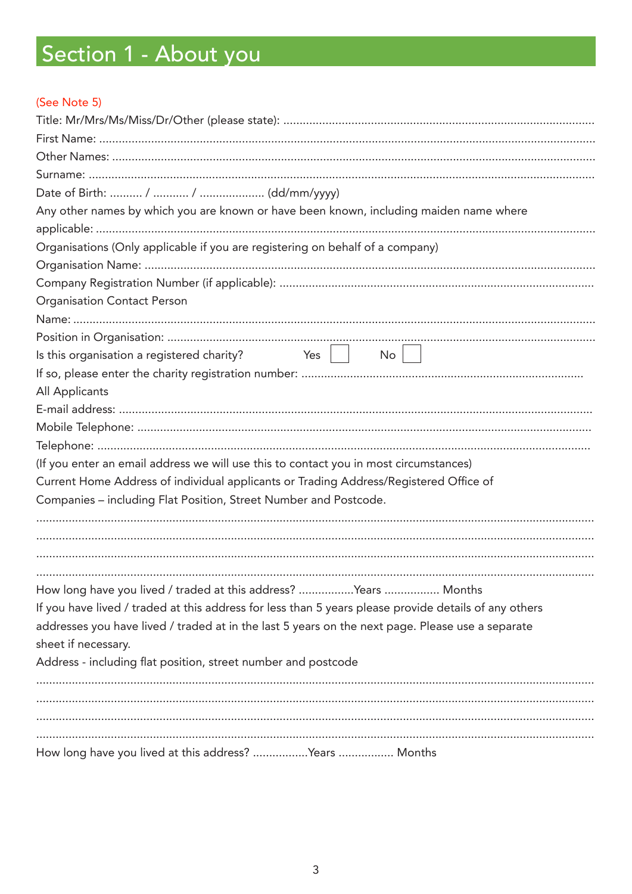# Section 1 - About you

(See Note 5)

Title: Mr/Mrs/Ms/Miss/Dr/Other (please state): ..............................................................................................

First Name: ..............................................................................................................................................

Other Names: ..........................................................................................................................................

Surname: .................................................................................................................................................

Date of Birth: .......... / ........... / .................... (dd/mm/yyyy)

Any other names by which you are known or have been known, including maiden name where applicable: ..............................................................................................................................................

Organisations (Only applicable if you are registering on behalf of a company)

Organisation Name: ................................................................................................................................

Company Registration Number (if applicable): ..............................................................................

Organisation Contact Person

Name: .......................................................................................................................................................

Position in Organisation: ......................................................................................................................

Is this organisation a registered charity? Yes ☐ No ☐

If so, please enter the charity registration number: .....................................................................................

All Applicants

E-mail address: .......................................................................................................................................

Mobile Telephone: ..................................................................................................................................

Telephone: ..............................................................................................................................................

(If you enter an email address we will use this to contact you in most circumstances)

Current Home Address of individual applicants or Trading Address/Registered Office of Companies – including Flat Position, Street Number and Postcode.

..................................................................................................................................................................

..................................................................................................................................................................

..................................................................................................................................................................

..................................................................................................................................................................

How long have you lived / traded at this address? .................Years ................. Months

If you have lived / traded at this address for less than 5 years please provide details of any others addresses you have lived / traded at in the last 5 years on the next page. Please use a separate sheet if necessary.

Address - including flat position, street number and postcode

..................................................................................................................................................................

..................................................................................................................................................................

..................................................................................................................................................................

..................................................................................................................................................................

How long have you lived at this address? .................Years ................. Months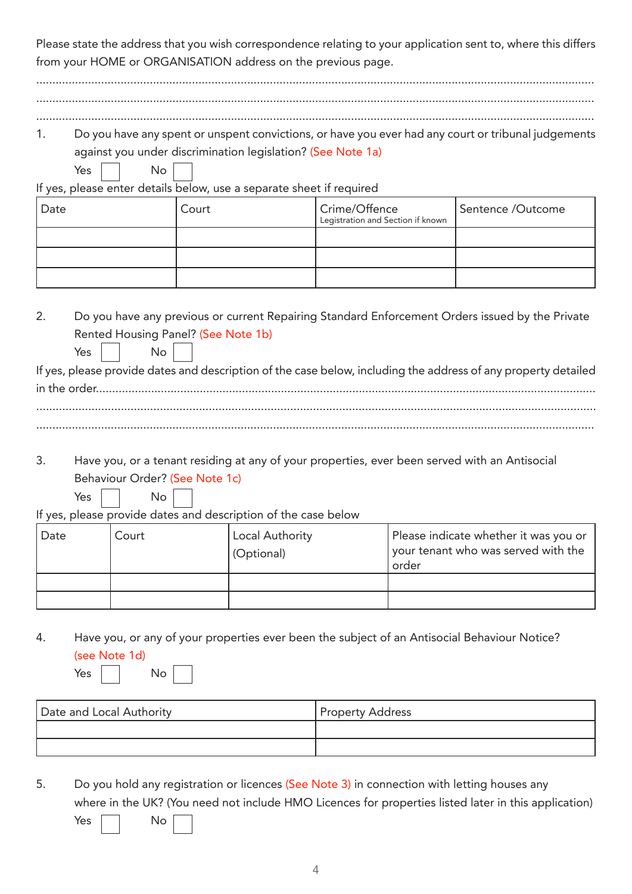Please state the address that you wish correspondence relating to your application sent to, where this differs from your HOME or ORGANISATION address on the previous page.

.......................................................................................................................................................

.......................................................................................................................................................

.......................................................................................................................................................

1. Do you have any spent or unspent convictions, or have you ever had any court or tribunal judgements against you under discrimination legislation? (See Note 1a)

   Yes ☐ No ☐

If yes, please enter details below, use a separate sheet if required

| Date | Court | Crime/Offence<br>Legistration and Section if known | Sentence /Outcome |
|---|---|---|---|
| | | | |
| | | | |
| | | | |

2. Do you have any previous or current Repairing Standard Enforcement Orders issued by the Private Rented Housing Panel? (See Note 1b)

   Yes ☐ No ☐

If yes, please provide dates and description of the case below, including the address of any property detailed in the order.......................................................................................................................

.......................................................................................................................................................

.......................................................................................................................................................

3. Have you, or a tenant residing at any of your properties, ever been served with an Antisocial Behaviour Order? (See Note 1c)

   Yes ☐ No ☐

If yes, please provide dates and description of the case below

| Date | Court | Local Authority (Optional) | Please indicate whether it was you or your tenant who was served with the order |
|---|---|---|---|
| | | | |
| | | | |

4. Have you, or any of your properties ever been the subject of an Antisocial Behaviour Notice? (see Note 1d)

   Yes ☐ No ☐

| Date and Local Authority | Property Address |
|---|---|
| | |
| | |

5. Do you hold any registration or licences (See Note 3) in connection with letting houses any where in the UK? (You need not include HMO Licences for properties listed later in this application)

   Yes ☐ No ☐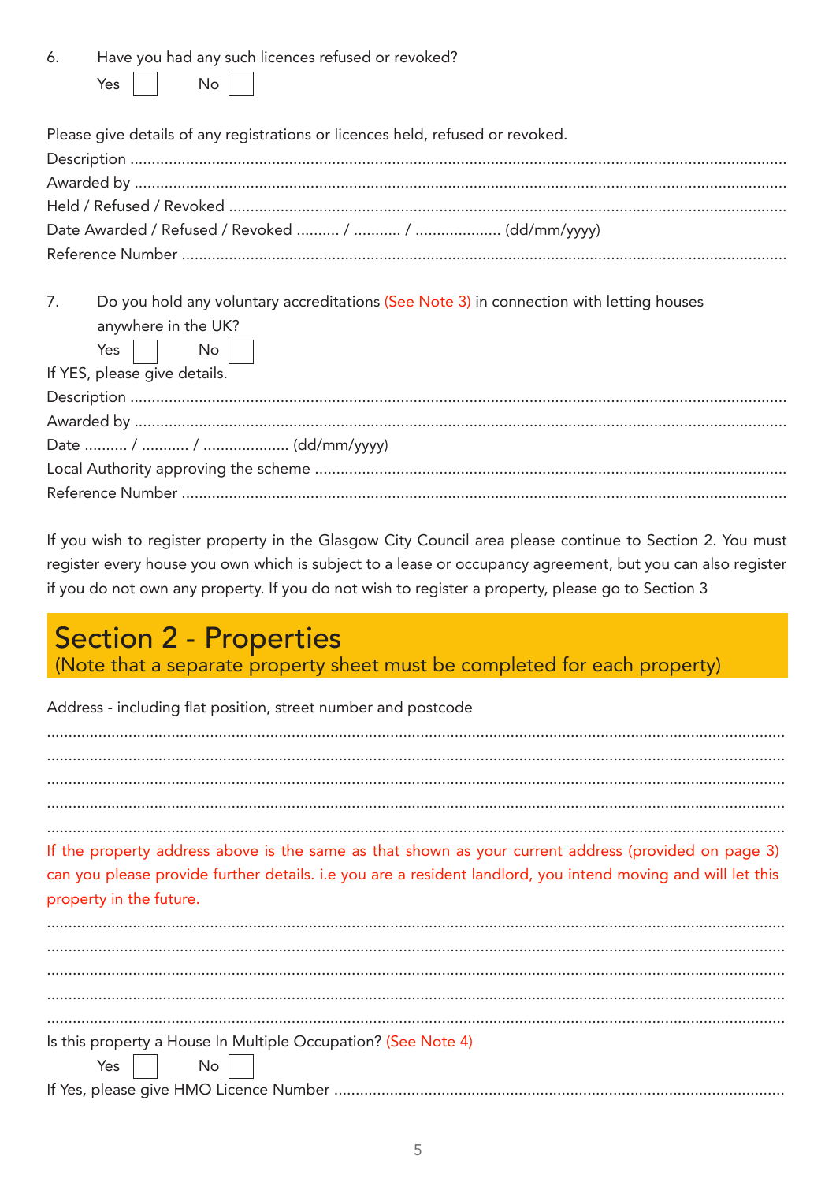6. Have you had any such licences refused or revoked?

Yes ☐ No ☐

Please give details of any registrations or licences held, refused or revoked.

Description ....................................................................................................................................................

Awarded by ....................................................................................................................................................

Held / Refused / Revoked ...............................................................................................................................

Date Awarded / Refused / Revoked .......... / ........... / .................... (dd/mm/yyyy)

Reference Number ..........................................................................................................................................

7. Do you hold any voluntary accreditations (See Note 3) in connection with letting houses anywhere in the UK?

Yes ☐ No ☐

If YES, please give details.

Description ....................................................................................................................................................

Awarded by ....................................................................................................................................................

Date .......... / ........... / .................... (dd/mm/yyyy)

Local Authority approving the scheme ...........................................................................................................

Reference Number ..........................................................................................................................................

If you wish to register property in the Glasgow City Council area please continue to Section 2. You must register every house you own which is subject to a lease or occupancy agreement, but you can also register if you do not own any property. If you do not wish to register a property, please go to Section 3

## Section 2 - Properties

(Note that a separate property sheet must be completed for each property)

Address - including flat position, street number and postcode

..........................................................................................................................................................................

..........................................................................................................................................................................

..........................................................................................................................................................................

..........................................................................................................................................................................

..........................................................................................................................................................................

If the property address above is the same as that shown as your current address (provided on page 3) can you please provide further details. i.e you are a resident landlord, you intend moving and will let this property in the future.

..........................................................................................................................................................................

..........................................................................................................................................................................

..........................................................................................................................................................................

..........................................................................................................................................................................

..........................................................................................................................................................................

Is this property a House In Multiple Occupation? (See Note 4)

Yes ☐ No ☐

If Yes, please give HMO Licence Number .......................................................................................................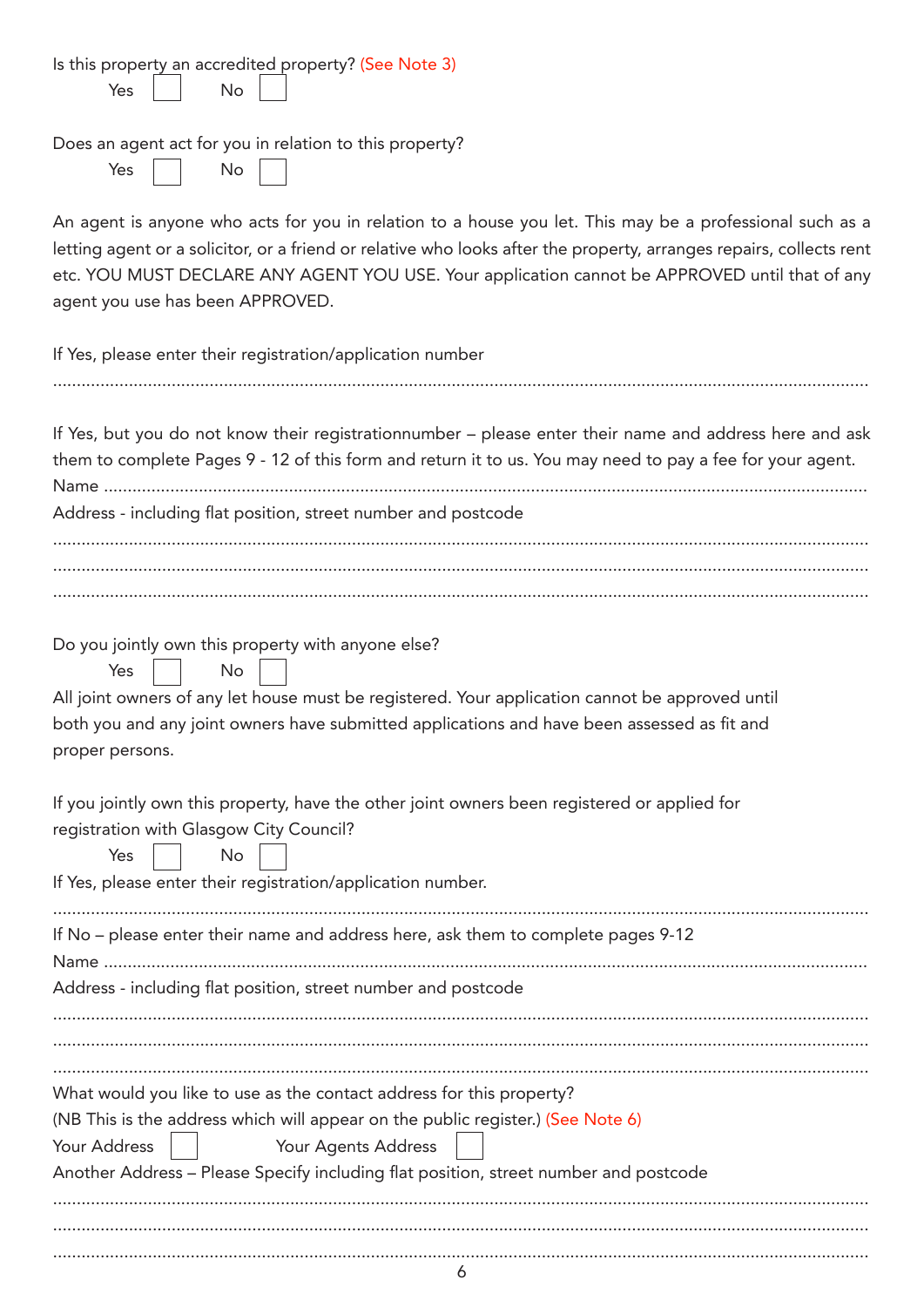Is this property an accredited property? (See Note 3)

Yes ☐ No ☐

Does an agent act for you in relation to this property?

Yes ☐ No ☐

An agent is anyone who acts for you in relation to a house you let. This may be a professional such as a letting agent or a solicitor, or a friend or relative who looks after the property, arranges repairs, collects rent etc. YOU MUST DECLARE ANY AGENT YOU USE. Your application cannot be APPROVED until that of any agent you use has been APPROVED.

If Yes, please enter their registration/application number

.......................................................................................................................................................

If Yes, but you do not know their registrationnumber – please enter their name and address here and ask them to complete Pages 9 - 12 of this form and return it to us. You may need to pay a fee for your agent.

Name .............................................................................................................................................

Address - including flat position, street number and postcode

.......................................................................................................................................................

.......................................................................................................................................................

.......................................................................................................................................................

Do you jointly own this property with anyone else?

Yes ☐ No ☐

All joint owners of any let house must be registered. Your application cannot be approved until both you and any joint owners have submitted applications and have been assessed as fit and proper persons.

If you jointly own this property, have the other joint owners been registered or applied for registration with Glasgow City Council?

Yes ☐ No ☐

If Yes, please enter their registration/application number.

.......................................................................................................................................................

If No – please enter their name and address here, ask them to complete pages 9-12

Name .............................................................................................................................................

Address - including flat position, street number and postcode

.......................................................................................................................................................

.......................................................................................................................................................

.......................................................................................................................................................

What would you like to use as the contact address for this property?

(NB This is the address which will appear on the public register.) (See Note 6)

Your Address ☐ Your Agents Address ☐

Another Address – Please Specify including flat position, street number and postcode

.......................................................................................................................................................

.......................................................................................................................................................

.......................................................................................................................................................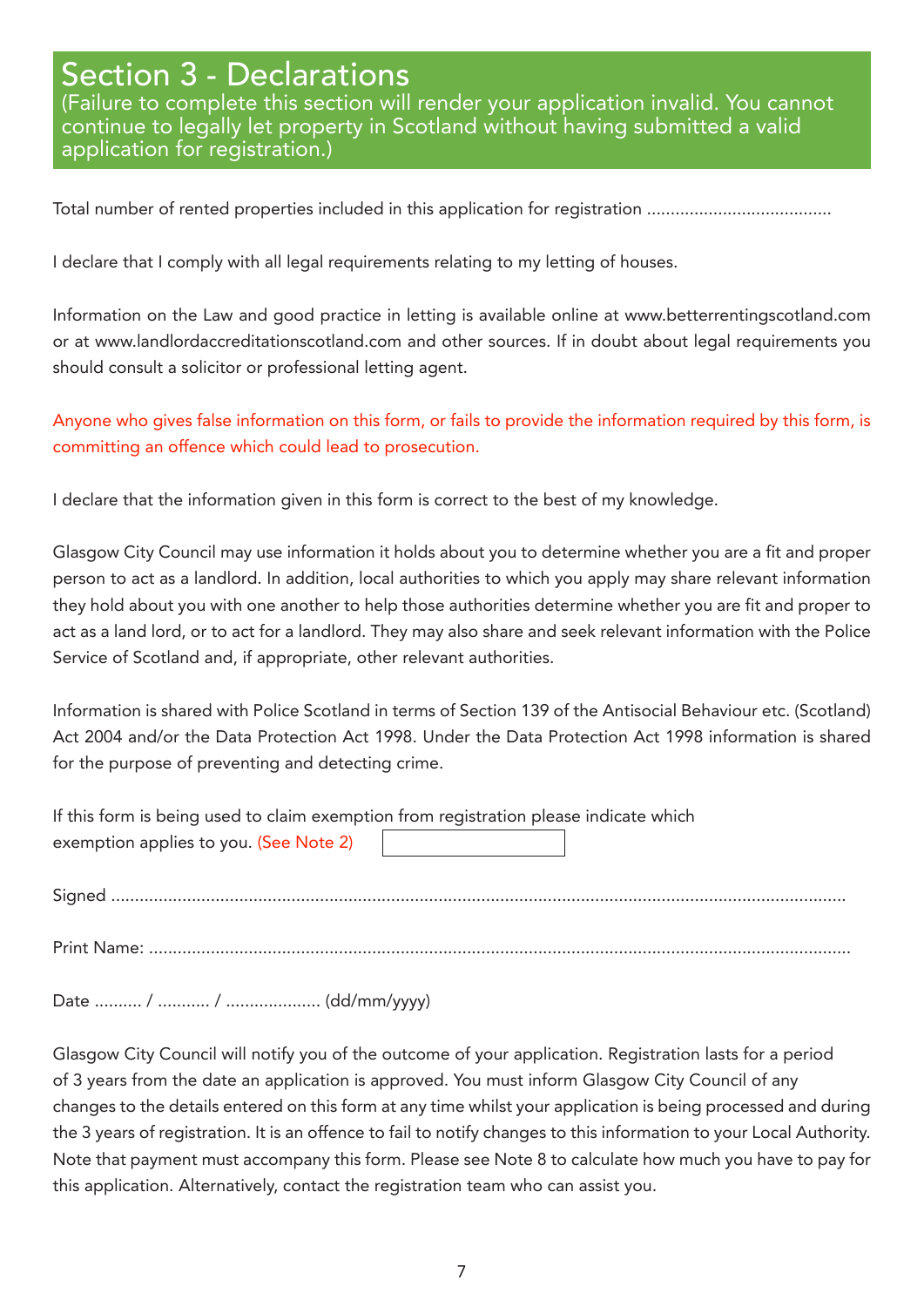# Section 3 - Declarations

(Failure to complete this section will render your application invalid. You cannot continue to legally let property in Scotland without having submitted a valid application for registration.)

Total number of rented properties included in this application for registration .......................................

I declare that I comply with all legal requirements relating to my letting of houses.

Information on the Law and good practice in letting is available online at www.betterrentingscotland.com or at www.landlordaccreditationscotland.com and other sources. If in doubt about legal requirements you should consult a solicitor or professional letting agent.

Anyone who gives false information on this form, or fails to provide the information required by this form, is committing an offence which could lead to prosecution.

I declare that the information given in this form is correct to the best of my knowledge.

Glasgow City Council may use information it holds about you to determine whether you are a fit and proper person to act as a landlord. In addition, local authorities to which you apply may share relevant information they hold about you with one another to help those authorities determine whether you are fit and proper to act as a land lord, or to act for a landlord. They may also share and seek relevant information with the Police Service of Scotland and, if appropriate, other relevant authorities.

Information is shared with Police Scotland in terms of Section 139 of the Antisocial Behaviour etc. (Scotland) Act 2004 and/or the Data Protection Act 1998. Under the Data Protection Act 1998 information is shared for the purpose of preventing and detecting crime.

If this form is being used to claim exemption from registration please indicate which exemption applies to you. (See Note 2) [ ]

Signed ..........................................................................................................................................................

Print Name: ...................................................................................................................................................

Date .......... / ........... / .................... (dd/mm/yyyy)

Glasgow City Council will notify you of the outcome of your application. Registration lasts for a period of 3 years from the date an application is approved. You must inform Glasgow City Council of any changes to the details entered on this form at any time whilst your application is being processed and during the 3 years of registration. It is an offence to fail to notify changes to this information to your Local Authority. Note that payment must accompany this form. Please see Note 8 to calculate how much you have to pay for this application. Alternatively, contact the registration team who can assist you.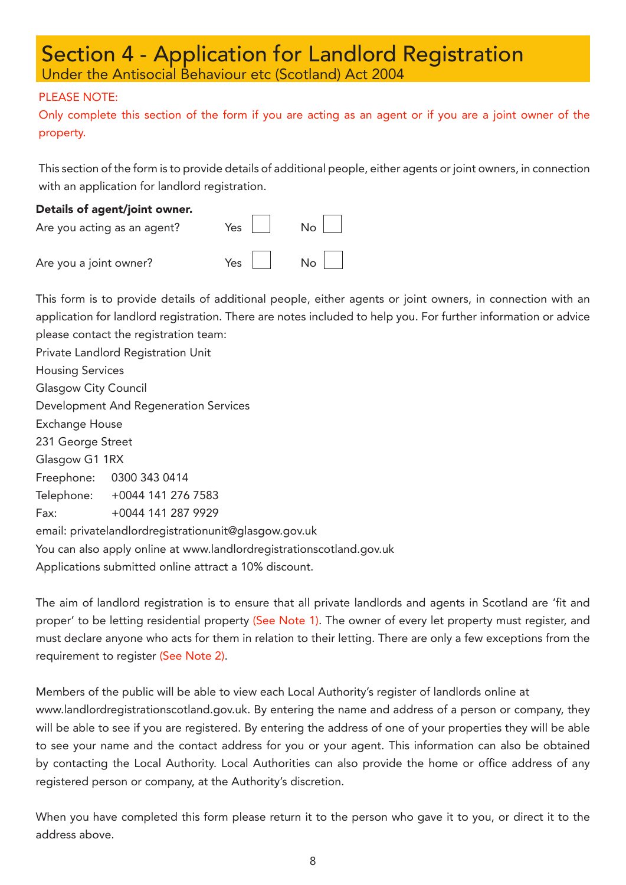# Section 4 - Application for Landlord Registration

## Under the Antisocial Behaviour etc (Scotland) Act 2004

PLEASE NOTE:

Only complete this section of the form if you are acting as an agent or if you are a joint owner of the property.

This section of the form is to provide details of additional people, either agents or joint owners, in connection with an application for landlord registration.

**Details of agent/joint owner.**

Are you acting as an agent? Yes ☐ No ☐

Are you a joint owner? Yes ☐ No ☐

This form is to provide details of additional people, either agents or joint owners, in connection with an application for landlord registration. There are notes included to help you. For further information or advice please contact the registration team:

Private Landlord Registration Unit
Housing Services
Glasgow City Council
Development And Regeneration Services
Exchange House
231 George Street
Glasgow G1 1RX
Freephone: 0300 343 0414
Telephone: +0044 141 276 7583
Fax: +0044 141 287 9929
email: privatelandlordregistrationunit@glasgow.gov.uk
You can also apply online at www.landlordregistrationscotland.gov.uk
Applications submitted online attract a 10% discount.

The aim of landlord registration is to ensure that all private landlords and agents in Scotland are 'fit and proper' to be letting residential property (See Note 1). The owner of every let property must register, and must declare anyone who acts for them in relation to their letting. There are only a few exceptions from the requirement to register (See Note 2).

Members of the public will be able to view each Local Authority's register of landlords online at www.landlordregistrationscotland.gov.uk. By entering the name and address of a person or company, they will be able to see if you are registered. By entering the address of one of your properties they will be able to see your name and the contact address for you or your agent. This information can also be obtained by contacting the Local Authority. Local Authorities can also provide the home or office address of any registered person or company, at the Authority's discretion.

When you have completed this form please return it to the person who gave it to you, or direct it to the address above.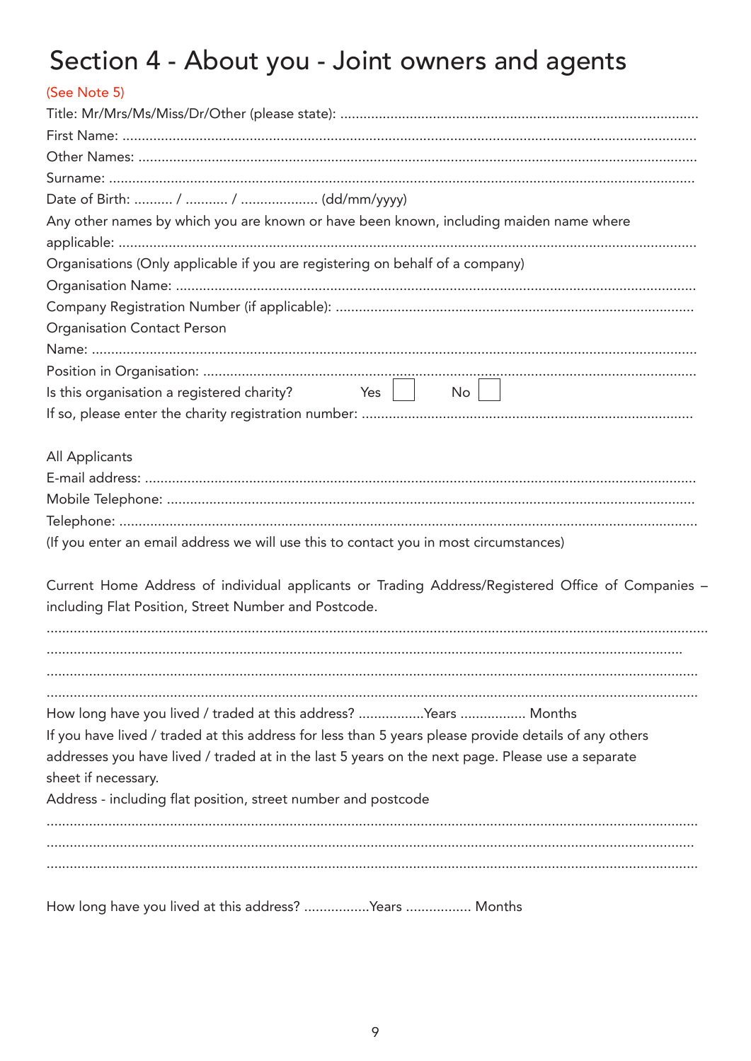# Section 4 - About you - Joint owners and agents

(See Note 5)

Title: Mr/Mrs/Ms/Miss/Dr/Other (please state): ..........................................................................................

First Name: ..................................................................................................................................

Other Names: ...............................................................................................................................

Surname: ......................................................................................................................................

Date of Birth: .......... / ........... / .................... (dd/mm/yyyy)

Any other names by which you are known or have been known, including maiden name where applicable: ......................................................................................................................................

Organisations (Only applicable if you are registering on behalf of a company)

Organisation Name: ......................................................................................................................

Company Registration Number (if applicable): ............................................................................

Organisation Contact Person

Name: ...........................................................................................................................................

Position in Organisation: ...............................................................................................................

Is this organisation a registered charity? Yes ☐ No ☐

If so, please enter the charity registration number: .....................................................................

All Applicants

E-mail address: .............................................................................................................................

Mobile Telephone: ........................................................................................................................

Telephone: ....................................................................................................................................

(If you enter an email address we will use this to contact you in most circumstances)

Current Home Address of individual applicants or Trading Address/Registered Office of Companies – including Flat Position, Street Number and Postcode.

.......................................................................................................................................................

.......................................................................................................................................................

.......................................................................................................................................................

.......................................................................................................................................................

How long have you lived / traded at this address? .................Years ................. Months

If you have lived / traded at this address for less than 5 years please provide details of any others addresses you have lived / traded at in the last 5 years on the next page. Please use a separate sheet if necessary.

Address - including flat position, street number and postcode

.......................................................................................................................................................

.......................................................................................................................................................

.......................................................................................................................................................

How long have you lived at this address? .................Years ................. Months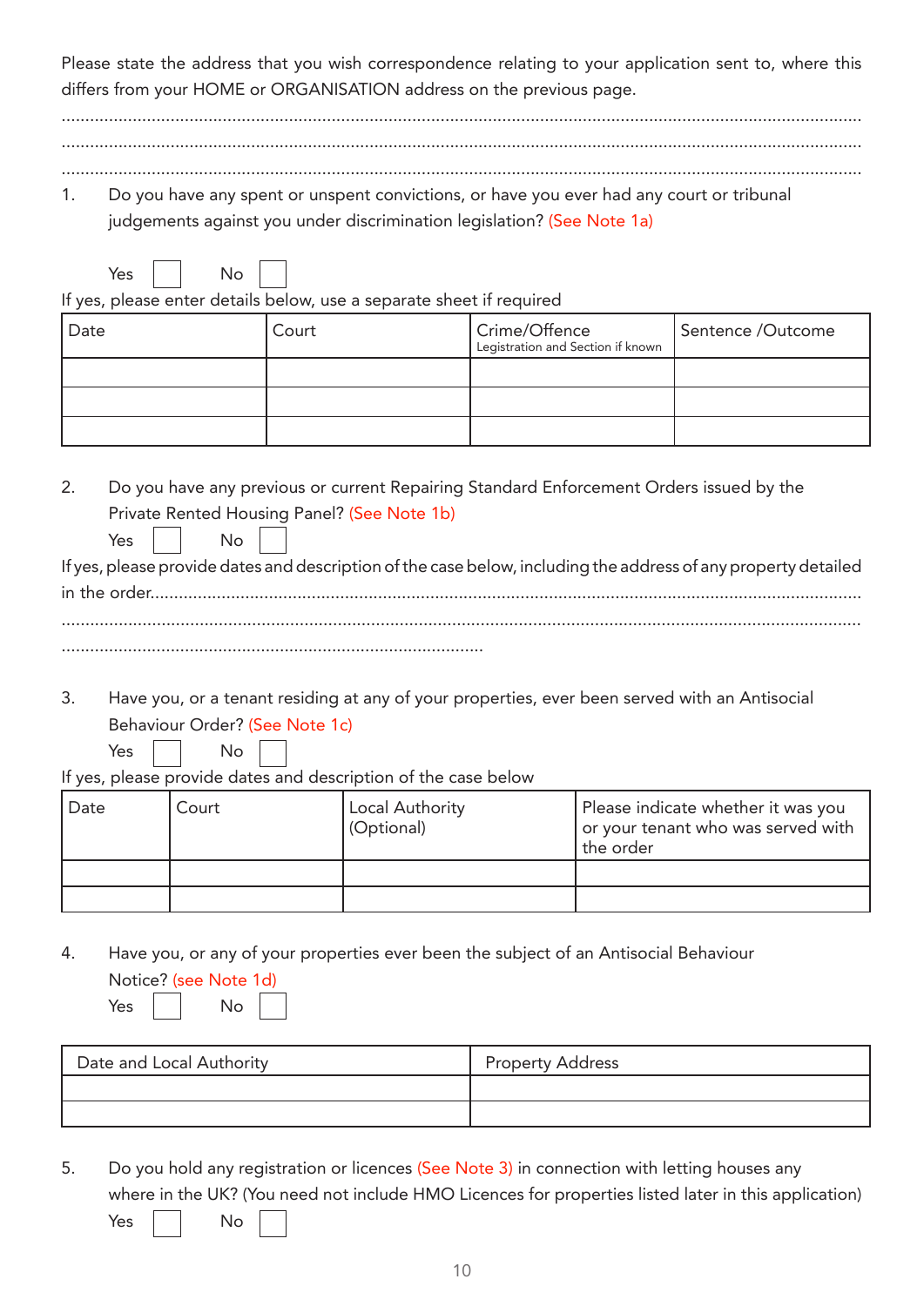Please state the address that you wish correspondence relating to your application sent to, where this differs from your HOME or ORGANISATION address on the previous page.

.....................................................................................................................................................................

.....................................................................................................................................................................

.....................................................................................................................................................................

1. Do you have any spent or unspent convictions, or have you ever had any court or tribunal judgements against you under discrimination legislation? (See Note 1a)

Yes ☐ No ☐

If yes, please enter details below, use a separate sheet if required

| Date | Court | Crime/Offence<br>Legistration and Section if known | Sentence /Outcome |
|---|---|---|---|
| | | | |
| | | | |
| | | | |

2. Do you have any previous or current Repairing Standard Enforcement Orders issued by the Private Rented Housing Panel? (See Note 1b)

Yes ☐ No ☐

If yes, please provide dates and description of the case below, including the address of any property detailed in the order.....................................................................................................................................

.....................................................................................................................................................................

.....................................................................................

3. Have you, or a tenant residing at any of your properties, ever been served with an Antisocial Behaviour Order? (See Note 1c)

Yes ☐ No ☐

If yes, please provide dates and description of the case below

| Date | Court | Local Authority (Optional) | Please indicate whether it was you or your tenant who was served with the order |
|---|---|---|---|
| | | | |
| | | | |

4. Have you, or any of your properties ever been the subject of an Antisocial Behaviour Notice? (see Note 1d)

Yes ☐ No ☐

| Date and Local Authority | Property Address |
|---|---|
| | |
| | |

5. Do you hold any registration or licences (See Note 3) in connection with letting houses any where in the UK? (You need not include HMO Licences for properties listed later in this application)

Yes ☐ No ☐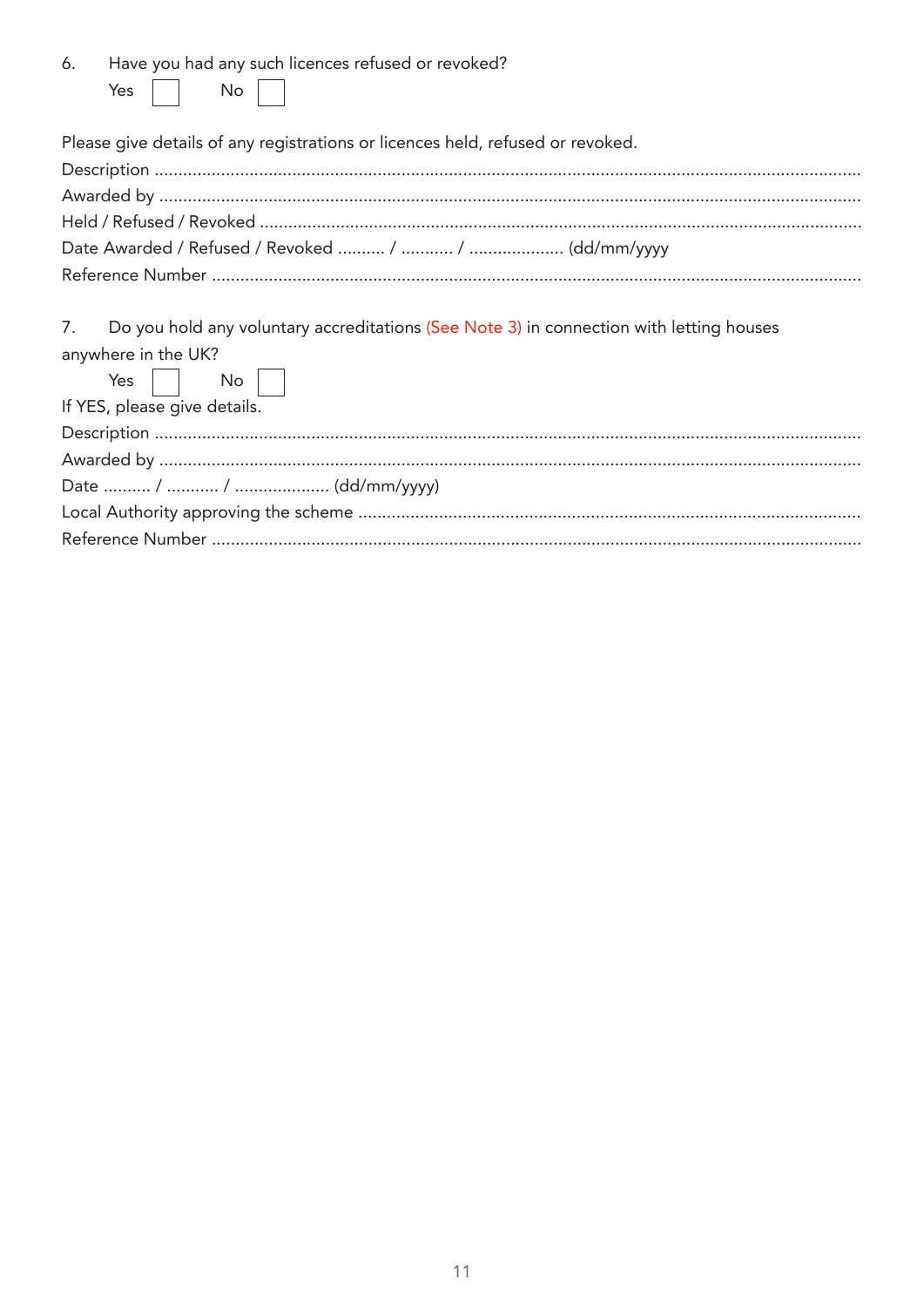6. Have you had any such licences refused or revoked?

Yes ☐ No ☐

Please give details of any registrations or licences held, refused or revoked.

Description ...................................................................................................................................

Awarded by ...................................................................................................................................

Held / Refused / Revoked .............................................................................................................

Date Awarded / Refused / Revoked .......... / ........... / .................... (dd/mm/yyyy

Reference Number .......................................................................................................................

7. Do you hold any voluntary accreditations (See Note 3) in connection with letting houses anywhere in the UK?

Yes ☐ No ☐

If YES, please give details.

Description ...................................................................................................................................

Awarded by ...................................................................................................................................

Date .......... / ........... / .................... (dd/mm/yyyy)

Local Authority approving the scheme .........................................................................................

Reference Number .......................................................................................................................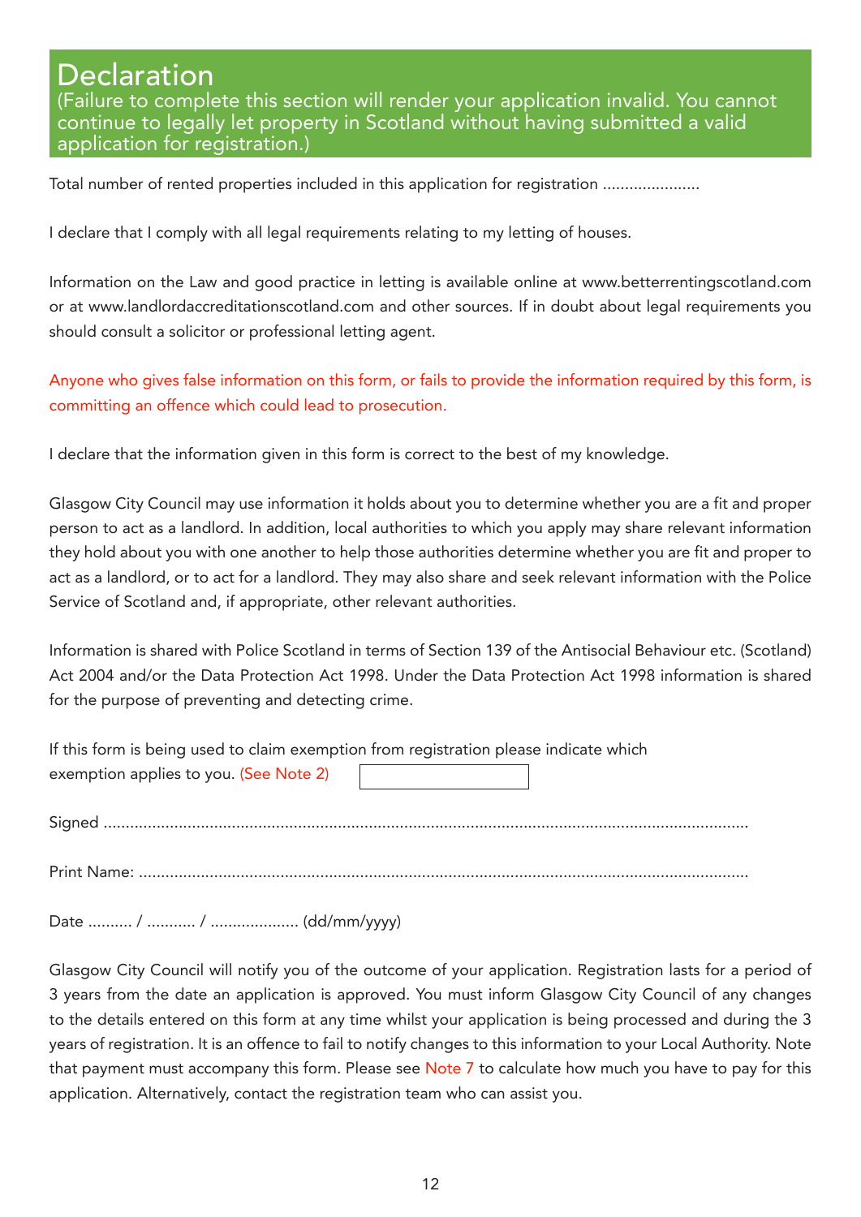# Declaration

(Failure to complete this section will render your application invalid. You cannot continue to legally let property in Scotland without having submitted a valid application for registration.)

Total number of rented properties included in this application for registration ......................

I declare that I comply with all legal requirements relating to my letting of houses.

Information on the Law and good practice in letting is available online at www.betterrentingscotland.com or at www.landlordaccreditationscotland.com and other sources. If in doubt about legal requirements you should consult a solicitor or professional letting agent.

Anyone who gives false information on this form, or fails to provide the information required by this form, is committing an offence which could lead to prosecution.

I declare that the information given in this form is correct to the best of my knowledge.

Glasgow City Council may use information it holds about you to determine whether you are a fit and proper person to act as a landlord. In addition, local authorities to which you apply may share relevant information they hold about you with one another to help those authorities determine whether you are fit and proper to act as a landlord, or to act for a landlord. They may also share and seek relevant information with the Police Service of Scotland and, if appropriate, other relevant authorities.

Information is shared with Police Scotland in terms of Section 139 of the Antisocial Behaviour etc. (Scotland) Act 2004 and/or the Data Protection Act 1998. Under the Data Protection Act 1998 information is shared for the purpose of preventing and detecting crime.

If this form is being used to claim exemption from registration please indicate which exemption applies to you. (See Note 2) [ ]

Signed ..................................................................................................................................

Print Name: ..........................................................................................................................

Date .......... / ........... / .................... (dd/mm/yyyy)

Glasgow City Council will notify you of the outcome of your application. Registration lasts for a period of 3 years from the date an application is approved. You must inform Glasgow City Council of any changes to the details entered on this form at any time whilst your application is being processed and during the 3 years of registration. It is an offence to fail to notify changes to this information to your Local Authority. Note that payment must accompany this form. Please see Note 7 to calculate how much you have to pay for this application. Alternatively, contact the registration team who can assist you.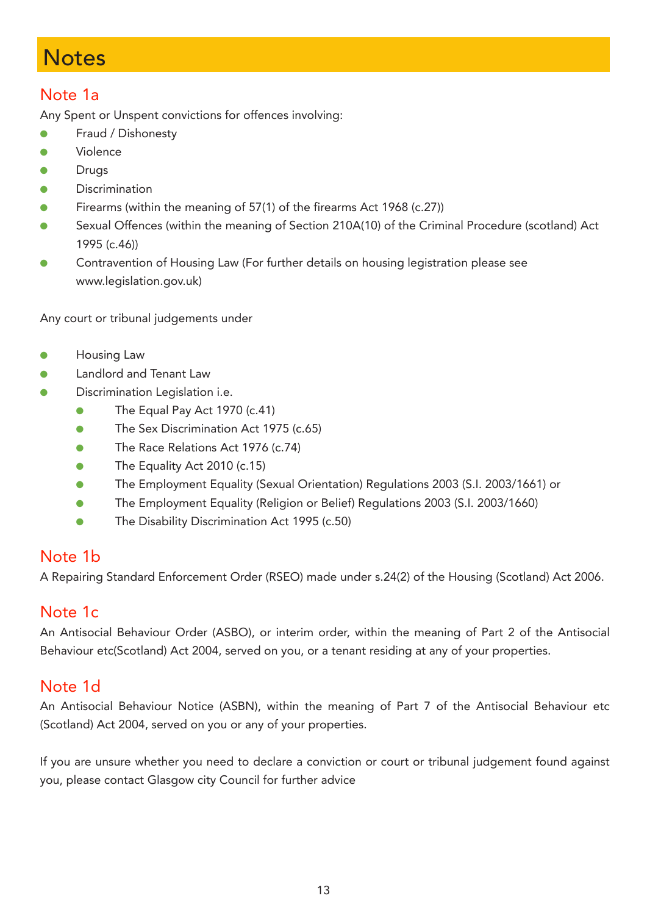# Notes

## Note 1a

Any Spent or Unspent convictions for offences involving:

- Fraud / Dishonesty
- Violence
- Drugs
- Discrimination
- Firearms (within the meaning of 57(1) of the firearms Act 1968 (c.27))
- Sexual Offences (within the meaning of Section 210A(10) of the Criminal Procedure (scotland) Act 1995 (c.46))
- Contravention of Housing Law (For further details on housing legistration please see www.legislation.gov.uk)

Any court or tribunal judgements under

- Housing Law
- Landlord and Tenant Law
- Discrimination Legislation i.e.
    - The Equal Pay Act 1970 (c.41)
    - The Sex Discrimination Act 1975 (c.65)
    - The Race Relations Act 1976 (c.74)
    - The Equality Act 2010 (c.15)
    - The Employment Equality (Sexual Orientation) Regulations 2003 (S.I. 2003/1661) or
    - The Employment Equality (Religion or Belief) Regulations 2003 (S.I. 2003/1660)
    - The Disability Discrimination Act 1995 (c.50)

## Note 1b

A Repairing Standard Enforcement Order (RSEO) made under s.24(2) of the Housing (Scotland) Act 2006.

## Note 1c

An Antisocial Behaviour Order (ASBO), or interim order, within the meaning of Part 2 of the Antisocial Behaviour etc(Scotland) Act 2004, served on you, or a tenant residing at any of your properties.

## Note 1d

An Antisocial Behaviour Notice (ASBN), within the meaning of Part 7 of the Antisocial Behaviour etc (Scotland) Act 2004, served on you or any of your properties.

If you are unsure whether you need to declare a conviction or court or tribunal judgement found against you, please contact Glasgow city Council for further advice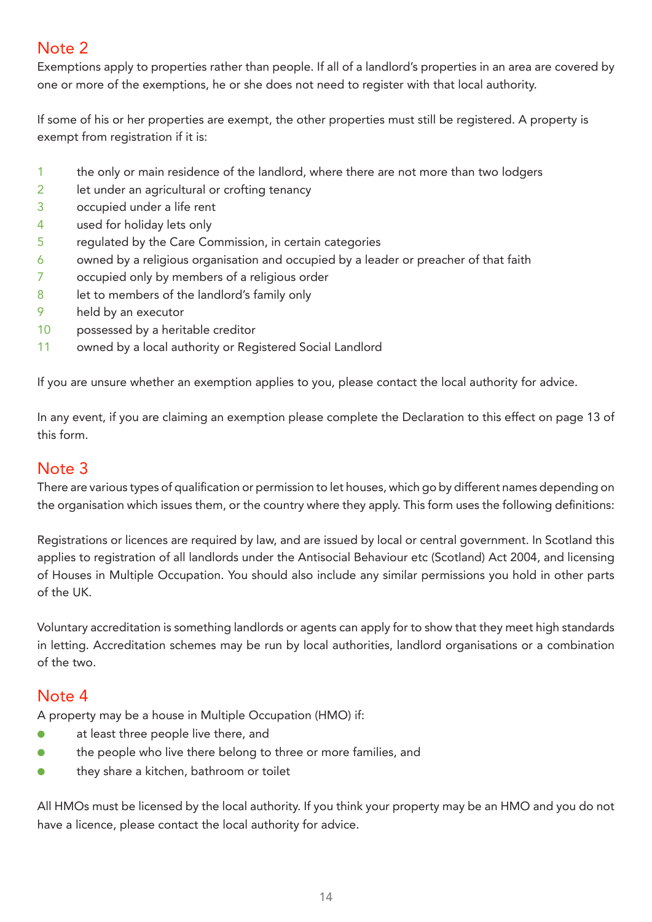## Note 2

Exemptions apply to properties rather than people. If all of a landlord's properties in an area are covered by one or more of the exemptions, he or she does not need to register with that local authority.

If some of his or her properties are exempt, the other properties must still be registered. A property is exempt from registration if it is:

1. the only or main residence of the landlord, where there are not more than two lodgers
2. let under an agricultural or crofting tenancy
3. occupied under a life rent
4. used for holiday lets only
5. regulated by the Care Commission, in certain categories
6. owned by a religious organisation and occupied by a leader or preacher of that faith
7. occupied only by members of a religious order
8. let to members of the landlord's family only
9. held by an executor
10. possessed by a heritable creditor
11. owned by a local authority or Registered Social Landlord

If you are unsure whether an exemption applies to you, please contact the local authority for advice.

In any event, if you are claiming an exemption please complete the Declaration to this effect on page 13 of this form.

## Note 3

There are various types of qualification or permission to let houses, which go by different names depending on the organisation which issues them, or the country where they apply. This form uses the following definitions:

Registrations or licences are required by law, and are issued by local or central government. In Scotland this applies to registration of all landlords under the Antisocial Behaviour etc (Scotland) Act 2004, and licensing of Houses in Multiple Occupation. You should also include any similar permissions you hold in other parts of the UK.

Voluntary accreditation is something landlords or agents can apply for to show that they meet high standards in letting. Accreditation schemes may be run by local authorities, landlord organisations or a combination of the two.

## Note 4

A property may be a house in Multiple Occupation (HMO) if:

- at least three people live there, and
- the people who live there belong to three or more families, and
- they share a kitchen, bathroom or toilet

All HMOs must be licensed by the local authority. If you think your property may be an HMO and you do not have a licence, please contact the local authority for advice.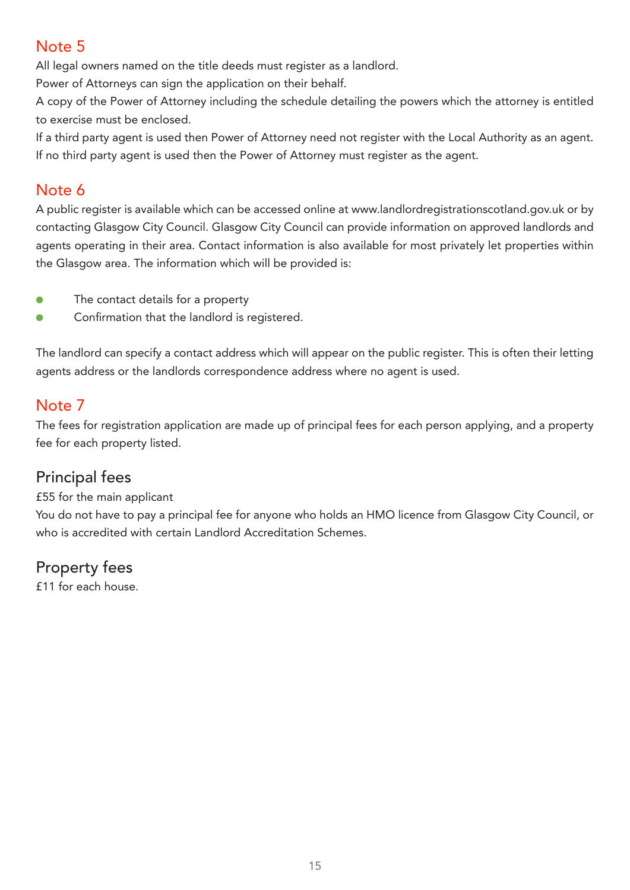## Note 5

All legal owners named on the title deeds must register as a landlord.

Power of Attorneys can sign the application on their behalf.

A copy of the Power of Attorney including the schedule detailing the powers which the attorney is entitled to exercise must be enclosed.

If a third party agent is used then Power of Attorney need not register with the Local Authority as an agent.

If no third party agent is used then the Power of Attorney must register as the agent.

## Note 6

A public register is available which can be accessed online at www.landlordregistrationscotland.gov.uk or by contacting Glasgow City Council. Glasgow City Council can provide information on approved landlords and agents operating in their area. Contact information is also available for most privately let properties within the Glasgow area. The information which will be provided is:

- The contact details for a property
- Confirmation that the landlord is registered.

The landlord can specify a contact address which will appear on the public register. This is often their letting agents address or the landlords correspondence address where no agent is used.

## Note 7

The fees for registration application are made up of principal fees for each person applying, and a property fee for each property listed.

### Principal fees

£55 for the main applicant

You do not have to pay a principal fee for anyone who holds an HMO licence from Glasgow City Council, or who is accredited with certain Landlord Accreditation Schemes.

### Property fees

£11 for each house.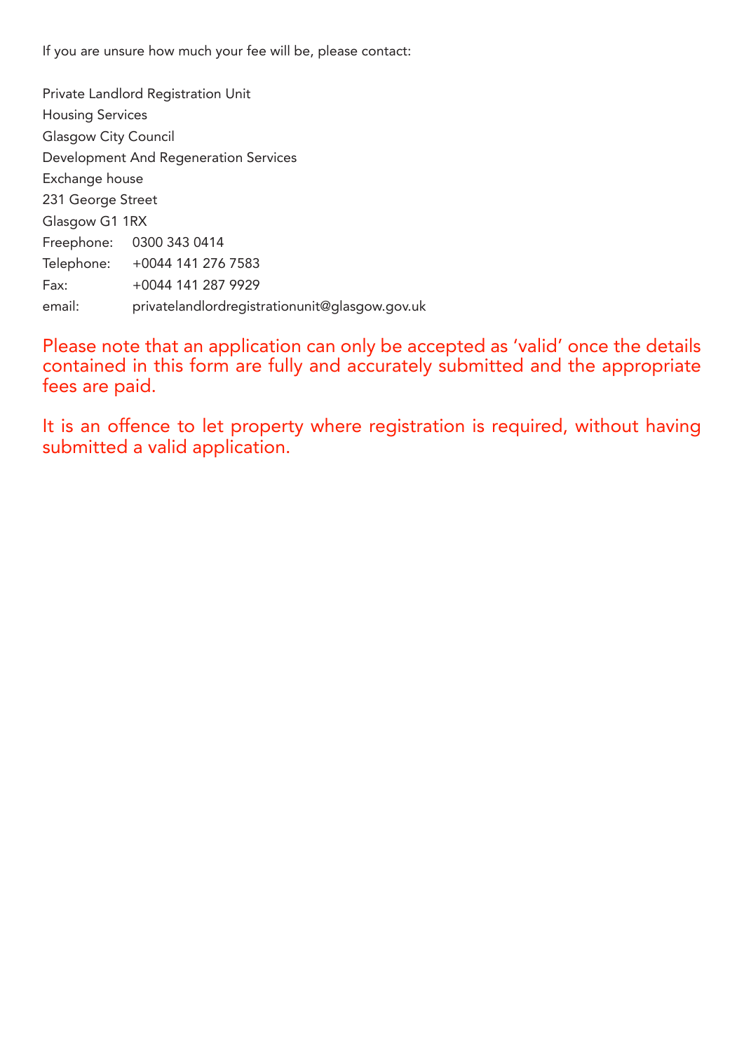If you are unsure how much your fee will be, please contact:

Private Landlord Registration Unit
Housing Services
Glasgow City Council
Development And Regeneration Services
Exchange house
231 George Street
Glasgow G1 1RX

| | |
|---|---|
| Freephone: | 0300 343 0414 |
| Telephone: | +0044 141 276 7583 |
| Fax: | +0044 141 287 9929 |
| email: | privatelandlordregistrationunit@glasgow.gov.uk |

Please note that an application can only be accepted as 'valid' once the details contained in this form are fully and accurately submitted and the appropriate fees are paid.

It is an offence to let property where registration is required, without having submitted a valid application.